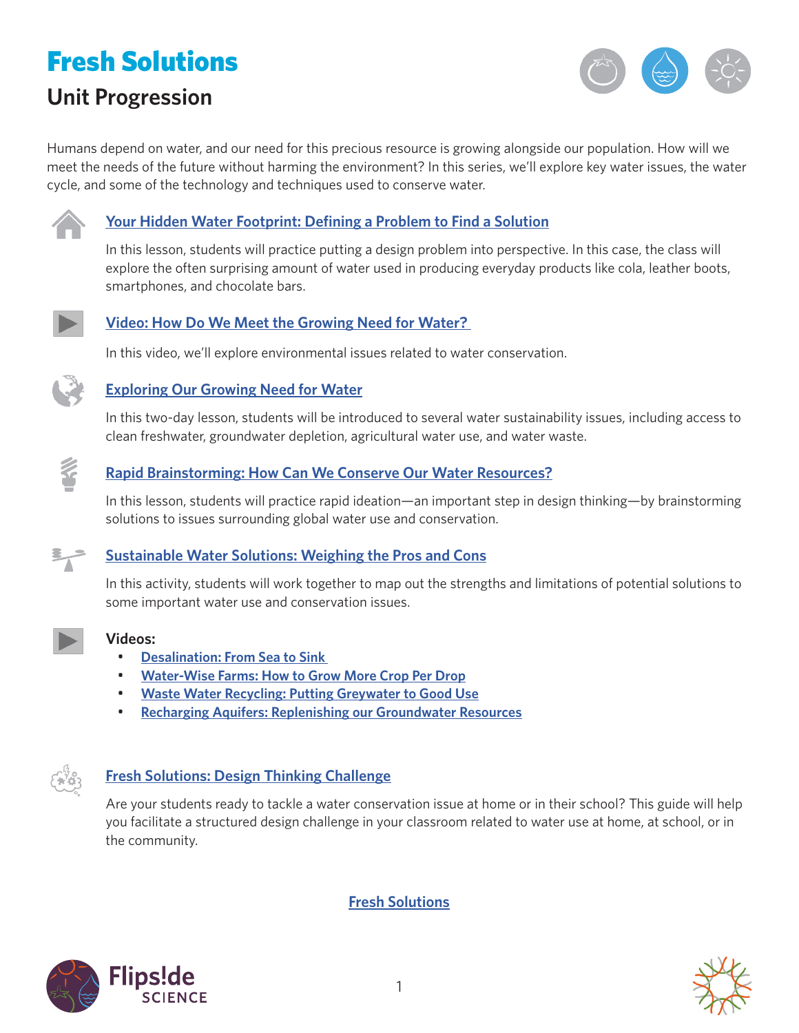# Fresh Solutions

## Unit Progression

Humans depend on water, and our need for this precious resource is growing alongside our population. How will we meet the needs of the future without harming the environment? In this series, we'll explore key water issues, the water cycle, and some of the technology and techniques used to conserve water.

### Your Hidden Water Footprint: Defining a Problem to Find a Solution

In this lesson, students will practice putting a design problem into perspective. In this case, the class will explore the often surprising amount of water used in producing everyday products like cola, leather boots, smartphones, and chocolate bars.

### Video: How Do We Meet the Growing Need for Water?

In this video, we'll explore environmental issues related to water conservation.

### Exploring Our Growing Need for Water

In this two-day lesson, students will be introduced to several water sustainability issues, including access to clean freshwater, groundwater depletion, agricultural water use, and water waste.

### Rapid Brainstorming: How Can We Conserve Our Water Resources?

In this lesson, students will practice rapid ideation—an important step in design thinking—by brainstorming solutions to issues surrounding global water use and conservation.

### Sustainable Water Solutions: Weighing the Pros and Cons

In this activity, students will work together to map out the strengths and limitations of potential solutions to some important water use and conservation issues.

### Videos:

- Desalination: From Sea to Sink
- Water-Wise Farms: How to Grow More Crop Per Drop
- Waste Water Recycling: Putting Greywater to Good Use
- Recharging Aquifers: Replenishing our Groundwater Resources

### Fresh Solutions: Design Thinking Challenge

Are your students ready to tackle a water conservation issue at home or in their school? This guide will help you facilitate a structured design challenge in your classroom related to water use at home, at school, or in the community.

Fresh Solutions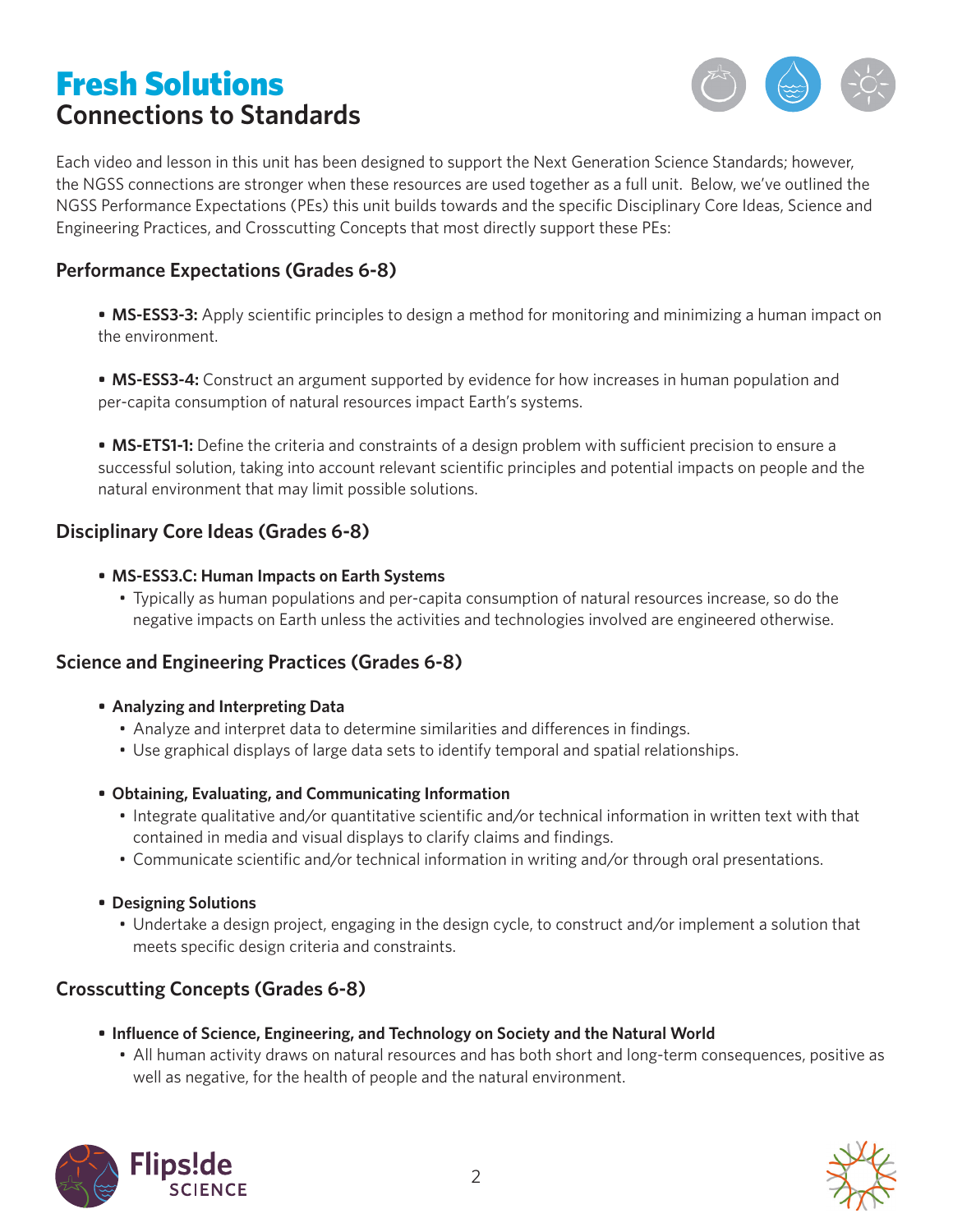# Fresh Solutions

## Connections to Standards

Each video and lesson in this unit has been designed to support the Next Generation Science Standards; however, the NGSS connections are stronger when these resources are used together as a full unit. Below, we've outlined the NGSS Performance Expectations (PEs) this unit builds towards and the specific Disciplinary Core Ideas, Science and Engineering Practices, and Crosscutting Concepts that most directly support these PEs:

### Performance Expectations (Grades 6-8)

- **MS-ESS3-3:** Apply scientific principles to design a method for monitoring and minimizing a human impact on the environment.
- **MS-ESS3-4:** Construct an argument supported by evidence for how increases in human population and per-capita consumption of natural resources impact Earth's systems.
- **MS-ETS1-1:** Define the criteria and constraints of a design problem with sufficient precision to ensure a successful solution, taking into account relevant scientific principles and potential impacts on people and the natural environment that may limit possible solutions.

### Disciplinary Core Ideas (Grades 6-8)

- **MS-ESS3.C: Human Impacts on Earth Systems**
  - Typically as human populations and per-capita consumption of natural resources increase, so do the negative impacts on Earth unless the activities and technologies involved are engineered otherwise.

### Science and Engineering Practices (Grades 6-8)

- **Analyzing and Interpreting Data**
  - Analyze and interpret data to determine similarities and differences in findings.
  - Use graphical displays of large data sets to identify temporal and spatial relationships.
- **Obtaining, Evaluating, and Communicating Information**
  - Integrate qualitative and/or quantitative scientific and/or technical information in written text with that contained in media and visual displays to clarify claims and findings.
  - Communicate scientific and/or technical information in writing and/or through oral presentations.
- **Designing Solutions**
  - Undertake a design project, engaging in the design cycle, to construct and/or implement a solution that meets specific design criteria and constraints.

### Crosscutting Concepts (Grades 6-8)

- **Influence of Science, Engineering, and Technology on Society and the Natural World**
  - All human activity draws on natural resources and has both short and long-term consequences, positive as well as negative, for the health of people and the natural environment.